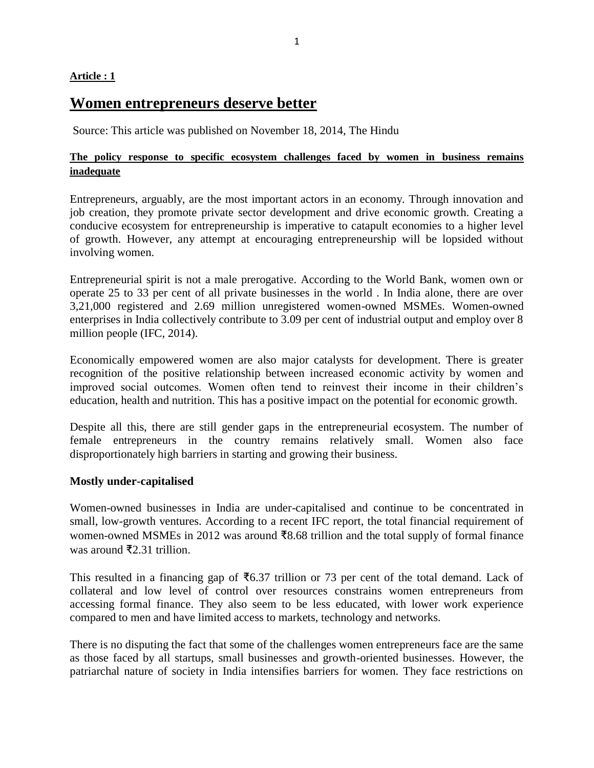**Article : 1**

# Women entrepreneurs deserve better

Source: This article was published on November 18, 2014, The Hindu

**The policy response to specific ecosystem challenges faced by women in business remains inadequate**

Entrepreneurs, arguably, are the most important actors in an economy. Through innovation and job creation, they promote private sector development and drive economic growth. Creating a conducive ecosystem for entrepreneurship is imperative to catapult economies to a higher level of growth. However, any attempt at encouraging entrepreneurship will be lopsided without involving women.

Entrepreneurial spirit is not a male prerogative. According to the World Bank, women own or operate 25 to 33 per cent of all private businesses in the world . In India alone, there are over 3,21,000 registered and 2.69 million unregistered women-owned MSMEs. Women-owned enterprises in India collectively contribute to 3.09 per cent of industrial output and employ over 8 million people (IFC, 2014).

Economically empowered women are also major catalysts for development. There is greater recognition of the positive relationship between increased economic activity by women and improved social outcomes. Women often tend to reinvest their income in their children's education, health and nutrition. This has a positive impact on the potential for economic growth.

Despite all this, there are still gender gaps in the entrepreneurial ecosystem. The number of female entrepreneurs in the country remains relatively small. Women also face disproportionately high barriers in starting and growing their business.

**Mostly under-capitalised**

Women-owned businesses in India are under-capitalised and continue to be concentrated in small, low-growth ventures. According to a recent IFC report, the total financial requirement of women-owned MSMEs in 2012 was around ₹8.68 trillion and the total supply of formal finance was around ₹2.31 trillion.

This resulted in a financing gap of ₹6.37 trillion or 73 per cent of the total demand. Lack of collateral and low level of control over resources constrains women entrepreneurs from accessing formal finance. They also seem to be less educated, with lower work experience compared to men and have limited access to markets, technology and networks.

There is no disputing the fact that some of the challenges women entrepreneurs face are the same as those faced by all startups, small businesses and growth-oriented businesses. However, the patriarchal nature of society in India intensifies barriers for women. They face restrictions on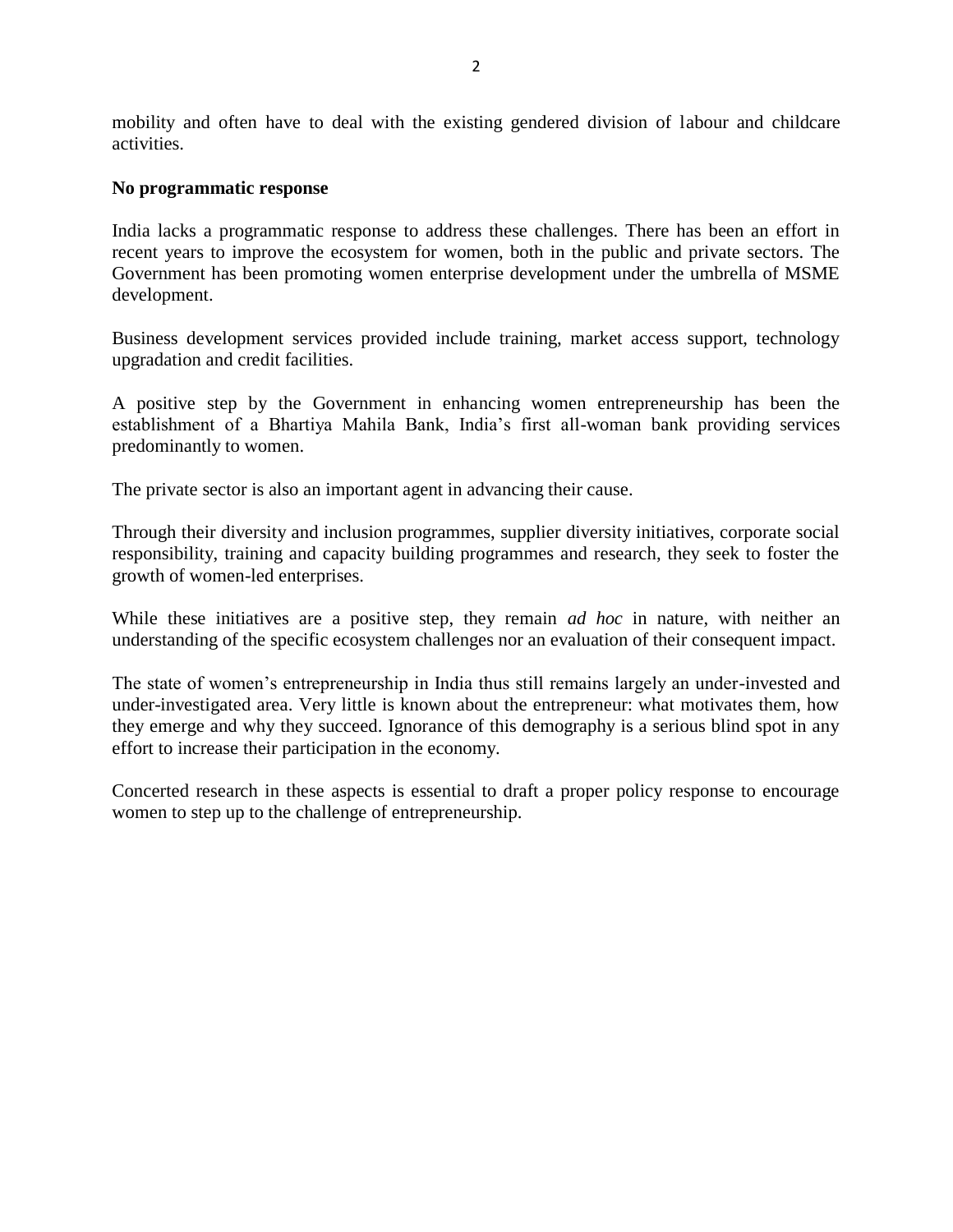mobility and often have to deal with the existing gendered division of labour and childcare activities.

**No programmatic response**

India lacks a programmatic response to address these challenges. There has been an effort in recent years to improve the ecosystem for women, both in the public and private sectors. The Government has been promoting women enterprise development under the umbrella of MSME development.

Business development services provided include training, market access support, technology upgradation and credit facilities.

A positive step by the Government in enhancing women entrepreneurship has been the establishment of a Bhartiya Mahila Bank, India's first all-woman bank providing services predominantly to women.

The private sector is also an important agent in advancing their cause.

Through their diversity and inclusion programmes, supplier diversity initiatives, corporate social responsibility, training and capacity building programmes and research, they seek to foster the growth of women-led enterprises.

While these initiatives are a positive step, they remain *ad hoc* in nature, with neither an understanding of the specific ecosystem challenges nor an evaluation of their consequent impact.

The state of women's entrepreneurship in India thus still remains largely an under-invested and under-investigated area. Very little is known about the entrepreneur: what motivates them, how they emerge and why they succeed. Ignorance of this demography is a serious blind spot in any effort to increase their participation in the economy.

Concerted research in these aspects is essential to draft a proper policy response to encourage women to step up to the challenge of entrepreneurship.